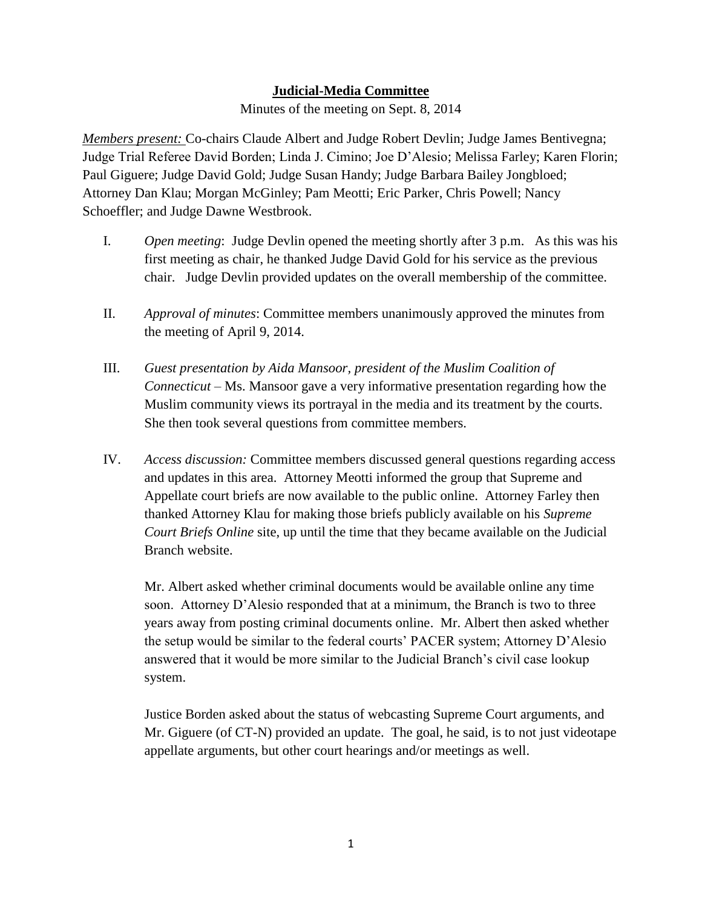**Judicial-Media Committee**

Minutes of the meeting on Sept. 8, 2014

*Members present:* Co-chairs Claude Albert and Judge Robert Devlin; Judge James Bentivegna; Judge Trial Referee David Borden; Linda J. Cimino; Joe D'Alesio; Melissa Farley; Karen Florin; Paul Giguere; Judge David Gold; Judge Susan Handy; Judge Barbara Bailey Jongbloed; Attorney Dan Klau; Morgan McGinley; Pam Meotti; Eric Parker, Chris Powell; Nancy Schoeffler; and Judge Dawne Westbrook.

I. *Open meeting*: Judge Devlin opened the meeting shortly after 3 p.m. As this was his first meeting as chair, he thanked Judge David Gold for his service as the previous chair. Judge Devlin provided updates on the overall membership of the committee.

II. *Approval of minutes*: Committee members unanimously approved the minutes from the meeting of April 9, 2014.

III. *Guest presentation by Aida Mansoor, president of the Muslim Coalition of Connecticut* – Ms. Mansoor gave a very informative presentation regarding how the Muslim community views its portrayal in the media and its treatment by the courts. She then took several questions from committee members.

IV. *Access discussion:* Committee members discussed general questions regarding access and updates in this area. Attorney Meotti informed the group that Supreme and Appellate court briefs are now available to the public online. Attorney Farley then thanked Attorney Klau for making those briefs publicly available on his *Supreme Court Briefs Online* site, up until the time that they became available on the Judicial Branch website.

Mr. Albert asked whether criminal documents would be available online any time soon. Attorney D'Alesio responded that at a minimum, the Branch is two to three years away from posting criminal documents online. Mr. Albert then asked whether the setup would be similar to the federal courts' PACER system; Attorney D'Alesio answered that it would be more similar to the Judicial Branch's civil case lookup system.

Justice Borden asked about the status of webcasting Supreme Court arguments, and Mr. Giguere (of CT-N) provided an update. The goal, he said, is to not just videotape appellate arguments, but other court hearings and/or meetings as well.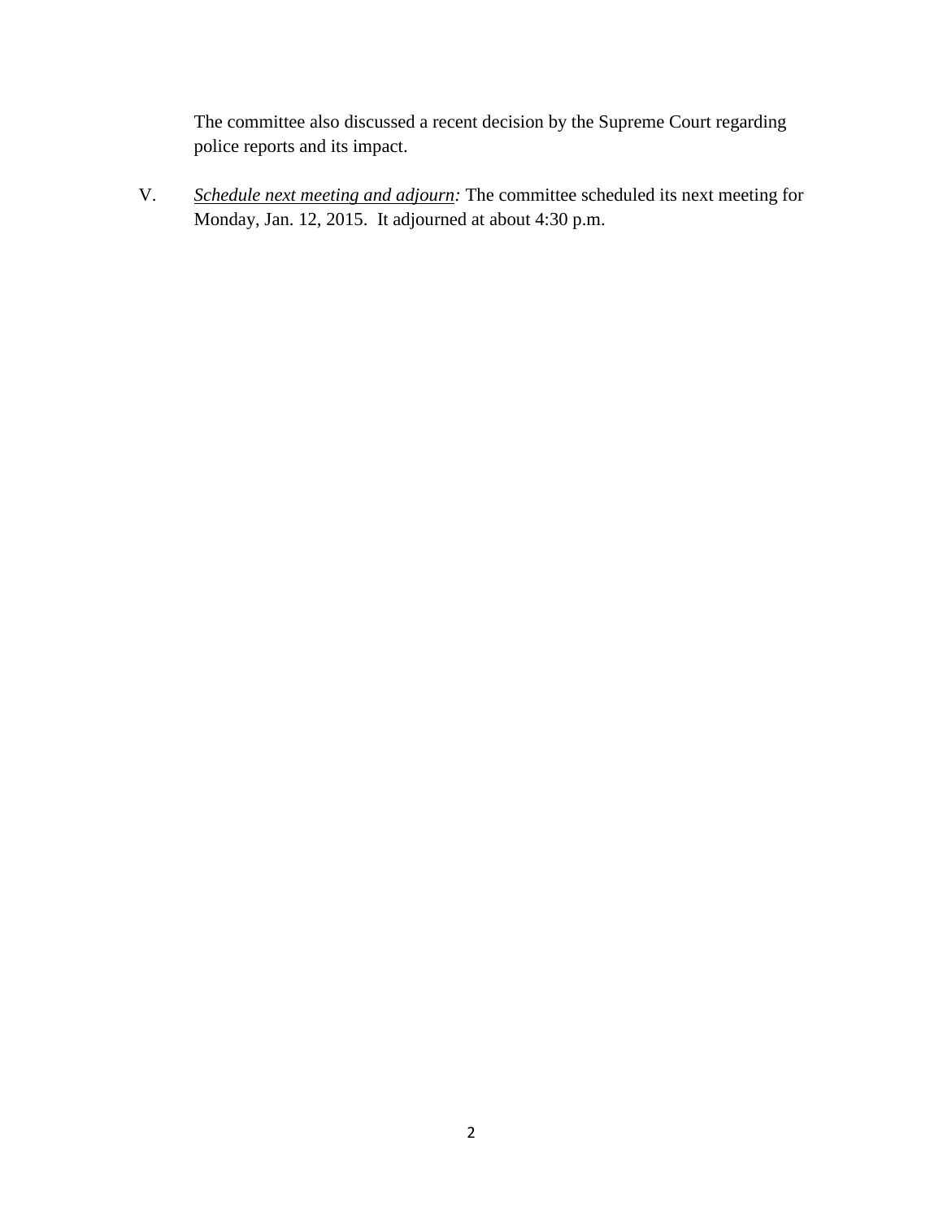The committee also discussed a recent decision by the Supreme Court regarding police reports and its impact.

V. *Schedule next meeting and adjourn:* The committee scheduled its next meeting for Monday, Jan. 12, 2015. It adjourned at about 4:30 p.m.